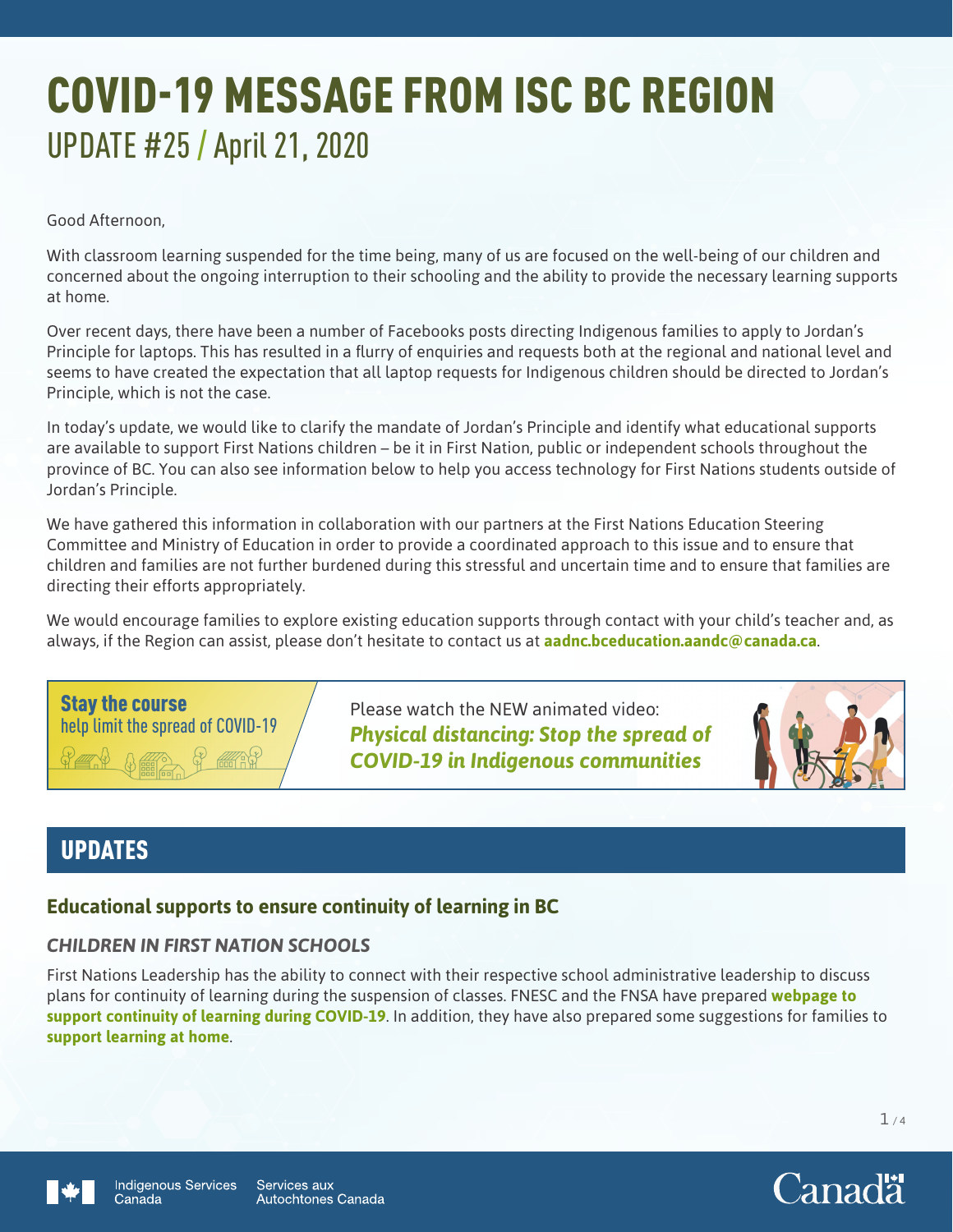# COVID-19 MESSAGE FROM ISC BC REGION

## UPDATE #25 / April 21, 2020

Good Afternoon,

With classroom learning suspended for the time being, many of us are focused on the well-being of our children and concerned about the ongoing interruption to their schooling and the ability to provide the necessary learning supports at home.

Over recent days, there have been a number of Facebooks posts directing Indigenous families to apply to Jordan's Principle for laptops. This has resulted in a flurry of enquiries and requests both at the regional and national level and seems to have created the expectation that all laptop requests for Indigenous children should be directed to Jordan's Principle, which is not the case.

In today's update, we would like to clarify the mandate of Jordan's Principle and identify what educational supports are available to support First Nations children – be it in First Nation, public or independent schools throughout the province of BC. You can also see information below to help you access technology for First Nations students outside of Jordan's Principle.

We have gathered this information in collaboration with our partners at the First Nations Education Steering Committee and Ministry of Education in order to provide a coordinated approach to this issue and to ensure that children and families are not further burdened during this stressful and uncertain time and to ensure that families are directing their efforts appropriately.

We would encourage families to explore existing education supports through contact with your child's teacher and, as always, if the Region can assist, please don't hesitate to contact us at **aadnc.bceducation.aandc@canada.ca**.

**Stay the course**
help limit the spread of COVID-19

Please watch the NEW animated video:
***Physical distancing: Stop the spread of COVID-19 in Indigenous communities***

## UPDATES

### Educational supports to ensure continuity of learning in BC

#### *CHILDREN IN FIRST NATION SCHOOLS*

First Nations Leadership has the ability to connect with their respective school administrative leadership to discuss plans for continuity of learning during the suspension of classes. FNESC and the FNSA have prepared **webpage to support continuity of learning during COVID-19**. In addition, they have also prepared some suggestions for families to **support learning at home**.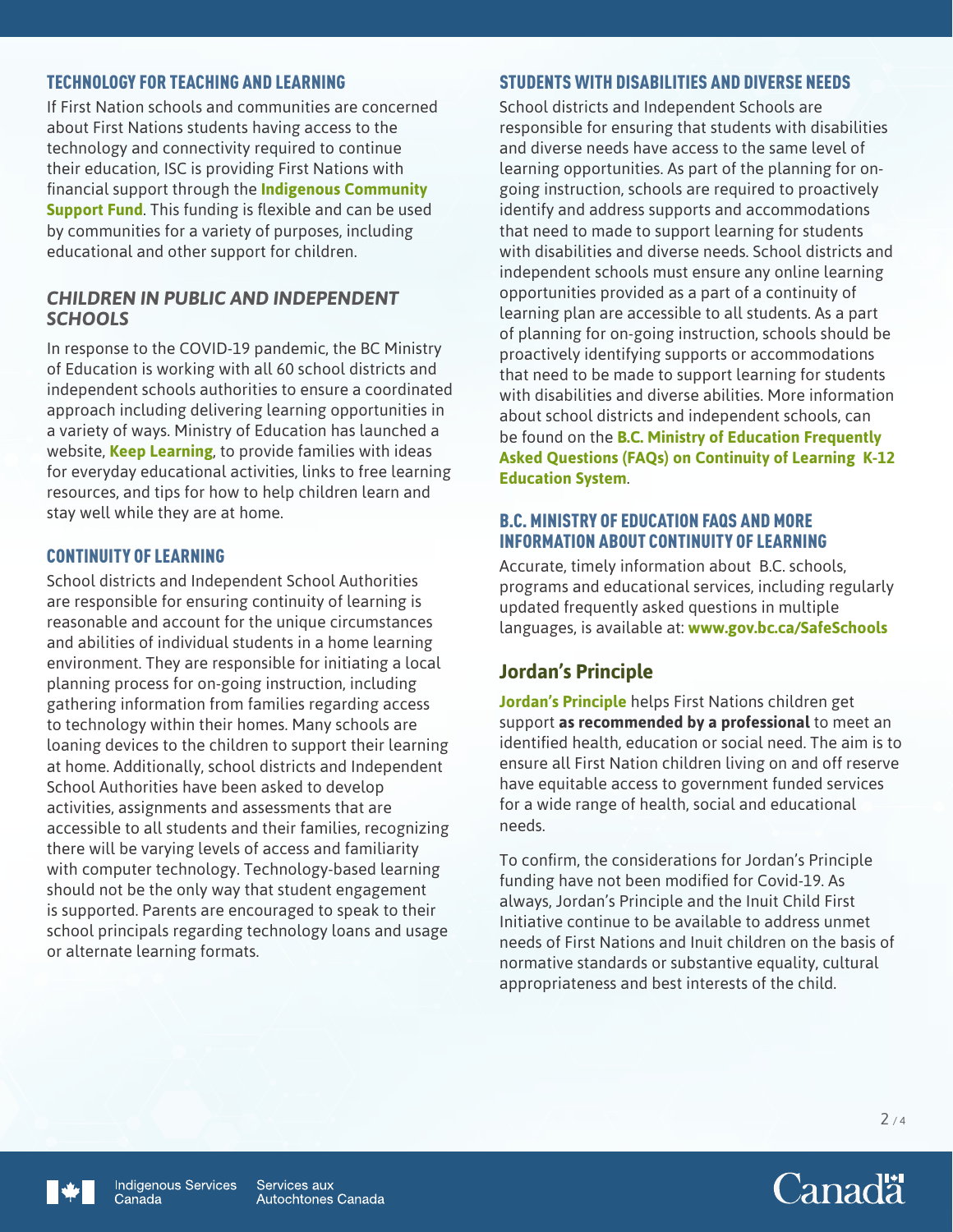### TECHNOLOGY FOR TEACHING AND LEARNING

If First Nation schools and communities are concerned about First Nations students having access to the technology and connectivity required to continue their education, ISC is providing First Nations with financial support through the **Indigenous Community Support Fund**. This funding is flexible and can be used by communities for a variety of purposes, including educational and other support for children.

### *CHILDREN IN PUBLIC AND INDEPENDENT SCHOOLS*

In response to the COVID-19 pandemic, the BC Ministry of Education is working with all 60 school districts and independent schools authorities to ensure a coordinated approach including delivering learning opportunities in a variety of ways. Ministry of Education has launched a website, **Keep Learning**, to provide families with ideas for everyday educational activities, links to free learning resources, and tips for how to help children learn and stay well while they are at home.

### CONTINUITY OF LEARNING

School districts and Independent School Authorities are responsible for ensuring continuity of learning is reasonable and account for the unique circumstances and abilities of individual students in a home learning environment. They are responsible for initiating a local planning process for on-going instruction, including gathering information from families regarding access to technology within their homes. Many schools are loaning devices to the children to support their learning at home. Additionally, school districts and Independent School Authorities have been asked to develop activities, assignments and assessments that are accessible to all students and their families, recognizing there will be varying levels of access and familiarity with computer technology. Technology-based learning should not be the only way that student engagement is supported. Parents are encouraged to speak to their school principals regarding technology loans and usage or alternate learning formats.

### STUDENTS WITH DISABILITIES AND DIVERSE NEEDS

School districts and Independent Schools are responsible for ensuring that students with disabilities and diverse needs have access to the same level of learning opportunities. As part of the planning for on-going instruction, schools are required to proactively identify and address supports and accommodations that need to made to support learning for students with disabilities and diverse needs. School districts and independent schools must ensure any online learning opportunities provided as a part of a continuity of learning plan are accessible to all students. As a part of planning for on-going instruction, schools should be proactively identifying supports or accommodations that need to be made to support learning for students with disabilities and diverse abilities. More information about school districts and independent schools, can be found on the **B.C. Ministry of Education Frequently Asked Questions (FAQs) on Continuity of Learning K-12 Education System**.

### B.C. MINISTRY OF EDUCATION FAQS AND MORE INFORMATION ABOUT CONTINUITY OF LEARNING

Accurate, timely information about B.C. schools, programs and educational services, including regularly updated frequently asked questions in multiple languages, is available at: **www.gov.bc.ca/SafeSchools**

## Jordan's Principle

**Jordan's Principle** helps First Nations children get support **as recommended by a professional** to meet an identified health, education or social need. The aim is to ensure all First Nation children living on and off reserve have equitable access to government funded services for a wide range of health, social and educational needs.

To confirm, the considerations for Jordan's Principle funding have not been modified for Covid-19. As always, Jordan's Principle and the Inuit Child First Initiative continue to be available to address unmet needs of First Nations and Inuit children on the basis of normative standards or substantive equality, cultural appropriateness and best interests of the child.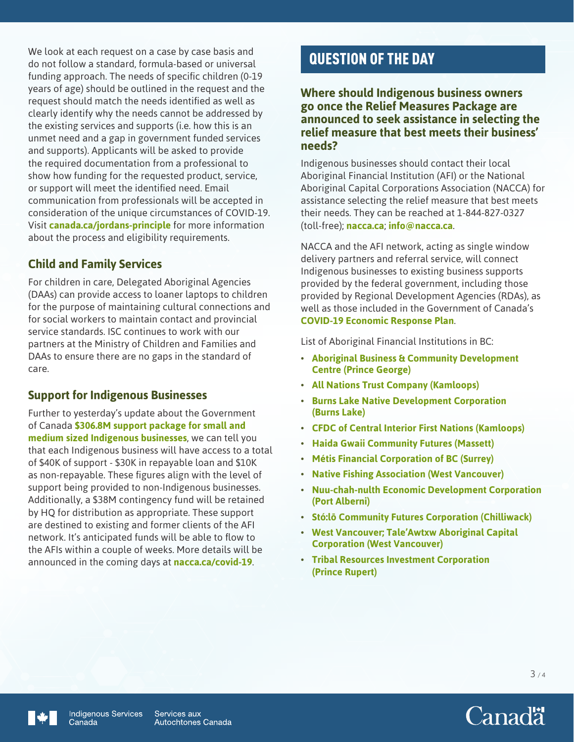We look at each request on a case by case basis and do not follow a standard, formula-based or universal funding approach. The needs of specific children (0-19 years of age) should be outlined in the request and the request should match the needs identified as well as clearly identify why the needs cannot be addressed by the existing services and supports (i.e. how this is an unmet need and a gap in government funded services and supports). Applicants will be asked to provide the required documentation from a professional to show how funding for the requested product, service, or support will meet the identified need. Email communication from professionals will be accepted in consideration of the unique circumstances of COVID-19. Visit **canada.ca/jordans-principle** for more information about the process and eligibility requirements.

### Child and Family Services

For children in care, Delegated Aboriginal Agencies (DAAs) can provide access to loaner laptops to children for the purpose of maintaining cultural connections and for social workers to maintain contact and provincial service standards. ISC continues to work with our partners at the Ministry of Children and Families and DAAs to ensure there are no gaps in the standard of care.

### Support for Indigenous Businesses

Further to yesterday's update about the Government of Canada **$306.8M support package for small and medium sized Indigenous businesses**, we can tell you that each Indigenous business will have access to a total of $40K of support - $30K in repayable loan and $10K as non-repayable. These figures align with the level of support being provided to non-Indigenous businesses. Additionally, a $38M contingency fund will be retained by HQ for distribution as appropriate. These support are destined to existing and former clients of the AFI network. It's anticipated funds will be able to flow to the AFIs within a couple of weeks. More details will be announced in the coming days at **nacca.ca/covid-19**.

## QUESTION OF THE DAY

### Where should Indigenous business owners go once the Relief Measures Package are announced to seek assistance in selecting the relief measure that best meets their business' needs?

Indigenous businesses should contact their local Aboriginal Financial Institution (AFI) or the National Aboriginal Capital Corporations Association (NACCA) for assistance selecting the relief measure that best meets their needs. They can be reached at 1-844-827-0327 (toll-free); **nacca.ca**; **info@nacca.ca**.

NACCA and the AFI network, acting as single window delivery partners and referral service, will connect Indigenous businesses to existing business supports provided by the federal government, including those provided by Regional Development Agencies (RDAs), as well as those included in the Government of Canada's **COVID-19 Economic Response Plan**.

List of Aboriginal Financial Institutions in BC:

- **Aboriginal Business & Community Development Centre (Prince George)**
- **All Nations Trust Company (Kamloops)**
- **Burns Lake Native Development Corporation (Burns Lake)**
- **CFDC of Central Interior First Nations (Kamloops)**
- **Haida Gwaii Community Futures (Massett)**
- **Métis Financial Corporation of BC (Surrey)**
- **Native Fishing Association (West Vancouver)**
- **Nuu-chah-nulth Economic Development Corporation (Port Alberni)**
- **Stó:lō Community Futures Corporation (Chilliwack)**
- **West Vancouver; Tale'Awtxw Aboriginal Capital Corporation (West Vancouver)**
- **Tribal Resources Investment Corporation (Prince Rupert)**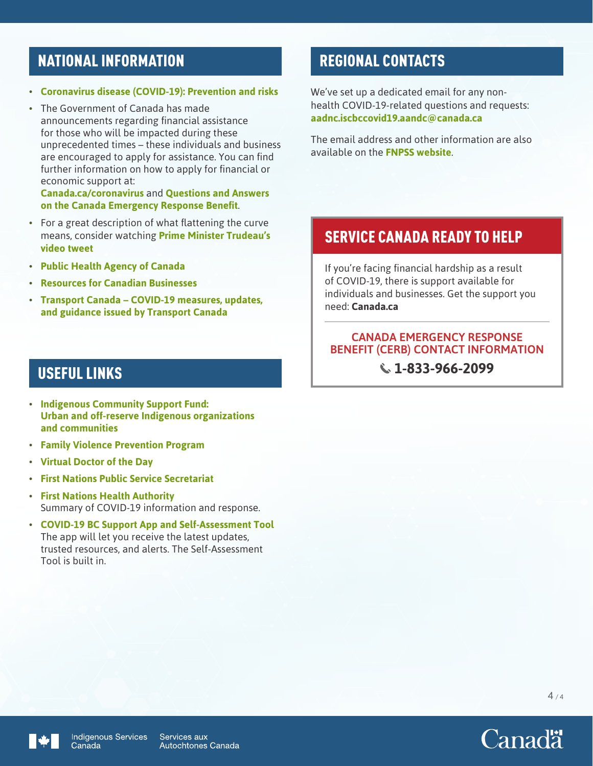## NATIONAL INFORMATION

- **Coronavirus disease (COVID-19): Prevention and risks**
- The Government of Canada has made announcements regarding financial assistance for those who will be impacted during these unprecedented times – these individuals and business are encouraged to apply for assistance. You can find further information on how to apply for financial or economic support at: **Canada.ca/coronavirus** and **Questions and Answers on the Canada Emergency Response Benefit**.
- For a great description of what flattening the curve means, consider watching **Prime Minister Trudeau's video tweet**
- **Public Health Agency of Canada**
- **Resources for Canadian Businesses**
- **Transport Canada – COVID-19 measures, updates, and guidance issued by Transport Canada**

## USEFUL LINKS

- **Indigenous Community Support Fund: Urban and off-reserve Indigenous organizations and communities**
- **Family Violence Prevention Program**
- **Virtual Doctor of the Day**
- **First Nations Public Service Secretariat**
- **First Nations Health Authority**
  Summary of COVID-19 information and response.
- **COVID-19 BC Support App and Self-Assessment Tool**
  The app will let you receive the latest updates, trusted resources, and alerts. The Self-Assessment Tool is built in.

## REGIONAL CONTACTS

We've set up a dedicated email for any non-health COVID-19-related questions and requests: **aadnc.iscbccovid19.aandc@canada.ca**

The email address and other information are also available on the **FNPSS website**.

## SERVICE CANADA READY TO HELP

If you're facing financial hardship as a result of COVID-19, there is support available for individuals and businesses. Get the support you need: **Canada.ca**

**CANADA EMERGENCY RESPONSE BENEFIT (CERB) CONTACT INFORMATION**

**1-833-966-2099**

Indigenous Services Canada | Services aux Autochtones Canada

Canada